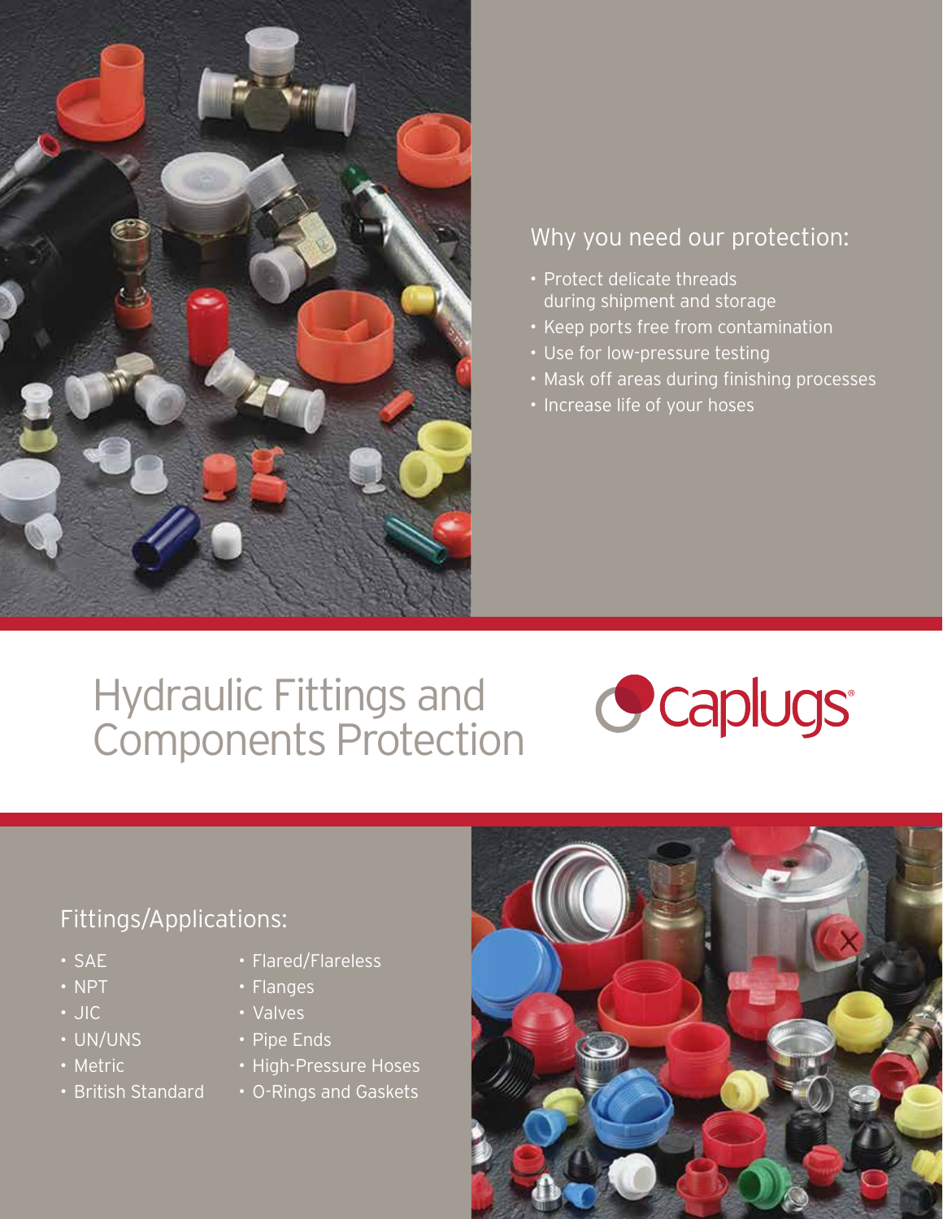# Hydraulic Fittings and Components Protection

caplugs®

## Why you need our protection:

- Protect delicate threads during shipment and storage
- Keep ports free from contamination
- Use for low-pressure testing
- Mask off areas during finishing processes
- Increase life of your hoses

## Fittings/Applications:

- SAE
- NPT
- JIC
- UN/UNS
- Metric
- British Standard
- Flared/Flareless
- Flanges
- Valves
- Pipe Ends
- High-Pressure Hoses
- O-Rings and Gaskets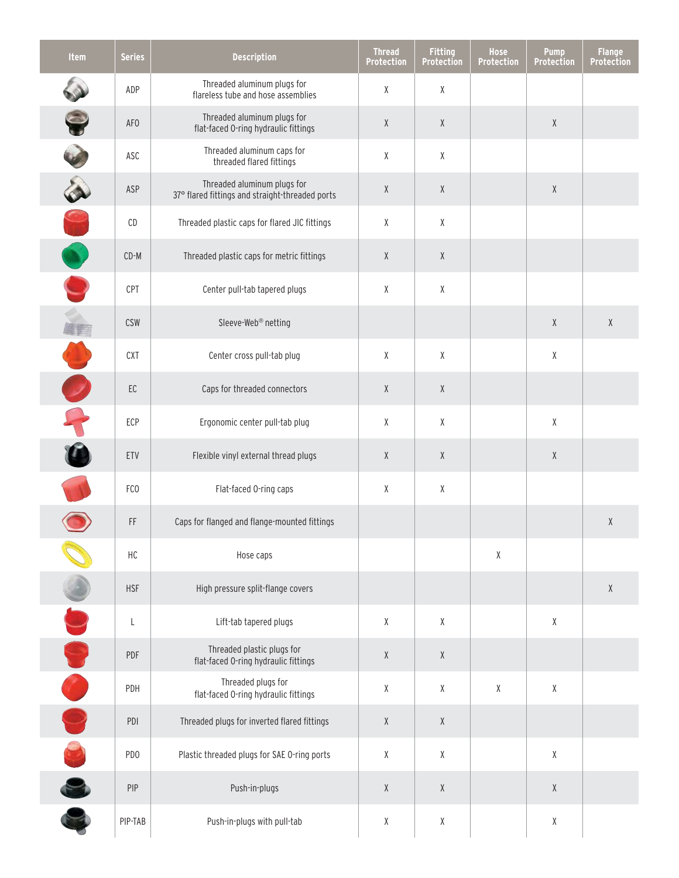| Item | Series | Description | Thread Protection | Fitting Protection | Hose Protection | Pump Protection | Flange Protection |
|---|---|---|---|---|---|---|---|
| | ADP | Threaded aluminum plugs for flareless tube and hose assemblies | X | X | | | |
| | AFO | Threaded aluminum plugs for flat-faced O-ring hydraulic fittings | X | X | | X | |
| | ASC | Threaded aluminum caps for threaded flared fittings | X | X | | | |
| | ASP | Threaded aluminum plugs for 37° flared fittings and straight-threaded ports | X | X | | X | |
| | CD | Threaded plastic caps for flared JIC fittings | X | X | | | |
| | CD-M | Threaded plastic caps for metric fittings | X | X | | | |
| | CPT | Center pull-tab tapered plugs | X | X | | | |
| | CSW | Sleeve-Web® netting | | | | X | X |
| | CXT | Center cross pull-tab plug | X | X | | X | |
| | EC | Caps for threaded connectors | X | X | | | |
| | ECP | Ergonomic center pull-tab plug | X | X | | X | |
| | ETV | Flexible vinyl external thread plugs | X | X | | X | |
| | FCO | Flat-faced O-ring caps | X | X | | | |
| | FF | Caps for flanged and flange-mounted fittings | | | | | X |
| | HC | Hose caps | | | X | | |
| | HSF | High pressure split-flange covers | | | | | X |
| | L | Lift-tab tapered plugs | X | X | | X | |
| | PDF | Threaded plastic plugs for flat-faced O-ring hydraulic fittings | X | X | | | |
| | PDH | Threaded plugs for flat-faced O-ring hydraulic fittings | X | X | X | X | |
| | PDI | Threaded plugs for inverted flared fittings | X | X | | | |
| | PDO | Plastic threaded plugs for SAE O-ring ports | X | X | | X | |
| | PIP | Push-in-plugs | X | X | | X | |
| | PIP-TAB | Push-in-plugs with pull-tab | X | X | | X | |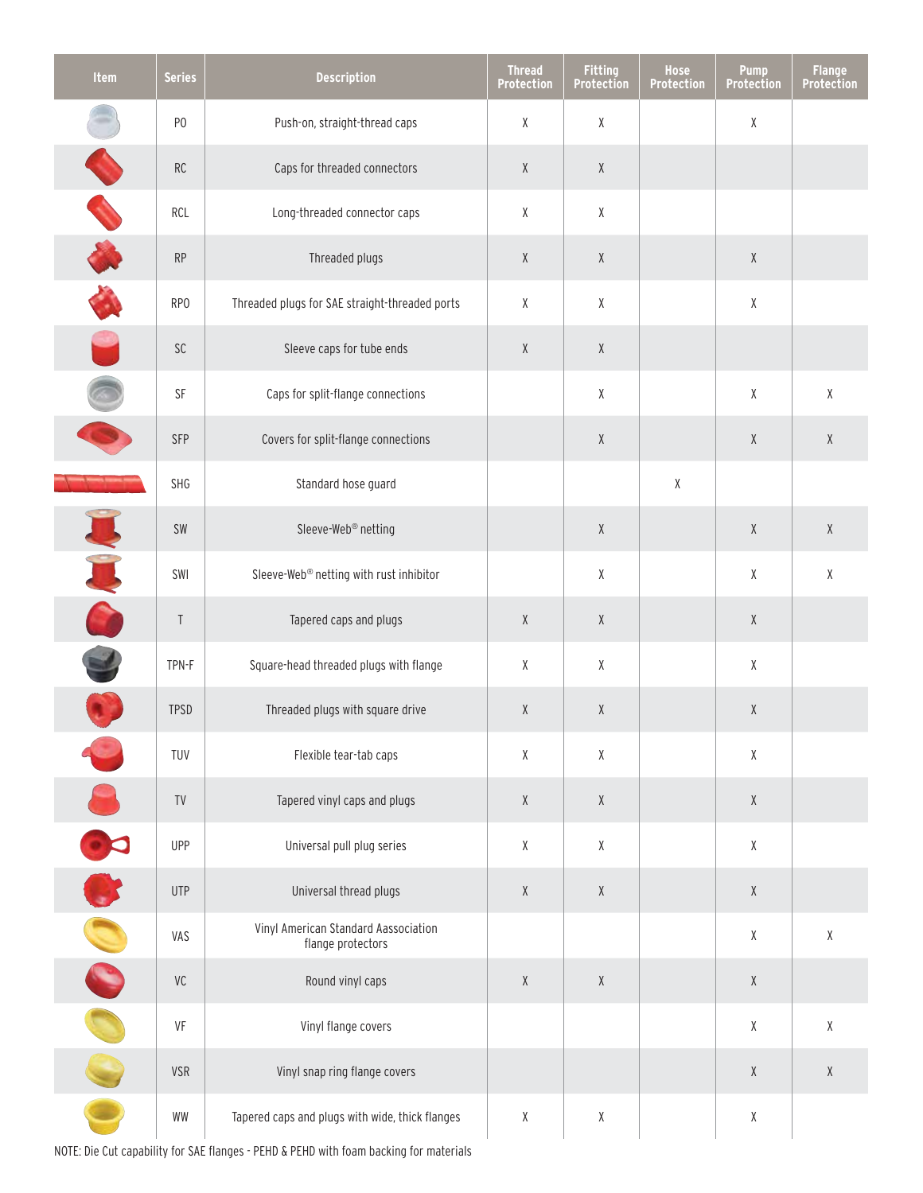| Item | Series | Description | Thread Protection | Fitting Protection | Hose Protection | Pump Protection | Flange Protection |
|---|---|---|---|---|---|---|---|
| | PO | Push-on, straight-thread caps | X | X | | X | |
| | RC | Caps for threaded connectors | X | X | | | |
| | RCL | Long-threaded connector caps | X | X | | | |
| | RP | Threaded plugs | X | X | | X | |
| | RPO | Threaded plugs for SAE straight-threaded ports | X | X | | X | |
| | SC | Sleeve caps for tube ends | X | X | | | |
| | SF | Caps for split-flange connections | | X | | X | X |
| | SFP | Covers for split-flange connections | | X | | X | X |
| | SHG | Standard hose guard | | | X | | |
| | SW | Sleeve-Web® netting | | X | | X | X |
| | SWI | Sleeve-Web® netting with rust inhibitor | | X | | X | X |
| | T | Tapered caps and plugs | X | X | | X | |
| | TPN-F | Square-head threaded plugs with flange | X | X | | X | |
| | TPSD | Threaded plugs with square drive | X | X | | X | |
| | TUV | Flexible tear-tab caps | X | X | | X | |
| | TV | Tapered vinyl caps and plugs | X | X | | X | |
| | UPP | Universal pull plug series | X | X | | X | |
| | UTP | Universal thread plugs | X | X | | X | |
| | VAS | Vinyl American Standard Aassociation flange protectors | | | | X | X |
| | VC | Round vinyl caps | X | X | | X | |
| | VF | Vinyl flange covers | | | | X | X |
| | VSR | Vinyl snap ring flange covers | | | | X | X |
| | WW | Tapered caps and plugs with wide, thick flanges | X | X | | X | |

NOTE: Die Cut capability for SAE flanges - PEHD & PEHD with foam backing for materials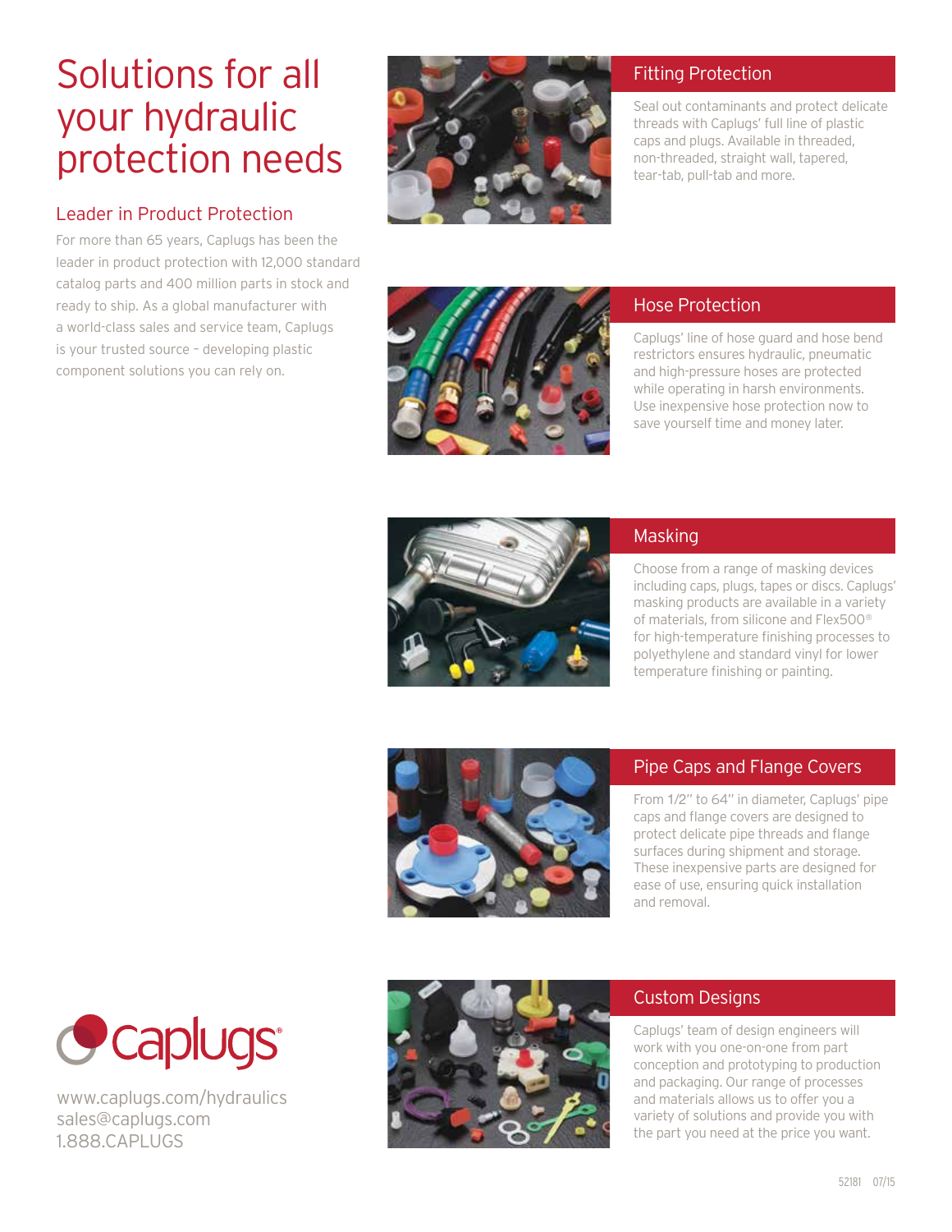# Solutions for all your hydraulic protection needs

## Leader in Product Protection

For more than 65 years, Caplugs has been the leader in product protection with 12,000 standard catalog parts and 400 million parts in stock and ready to ship. As a global manufacturer with a world-class sales and service team, Caplugs is your trusted source – developing plastic component solutions you can rely on.

### Fitting Protection

Seal out contaminants and protect delicate threads with Caplugs' full line of plastic caps and plugs. Available in threaded, non-threaded, straight wall, tapered, tear-tab, pull-tab and more.

### Hose Protection

Caplugs' line of hose guard and hose bend restrictors ensures hydraulic, pneumatic and high-pressure hoses are protected while operating in harsh environments. Use inexpensive hose protection now to save yourself time and money later.

### Masking

Choose from a range of masking devices including caps, plugs, tapes or discs. Caplugs' masking products are available in a variety of materials, from silicone and Flex500® for high-temperature finishing processes to polyethylene and standard vinyl for lower temperature finishing or painting.

### Pipe Caps and Flange Covers

From 1/2" to 64" in diameter, Caplugs' pipe caps and flange covers are designed to protect delicate pipe threads and flange surfaces during shipment and storage. These inexpensive parts are designed for ease of use, ensuring quick installation and removal.

### Custom Designs

Caplugs' team of design engineers will work with you one-on-one from part conception and prototyping to production and packaging. Our range of processes and materials allows us to offer you a variety of solutions and provide you with the part you need at the price you want.

caplugs®

www.caplugs.com/hydraulics
sales@caplugs.com
1.888.CAPLUGS

52181 07/15